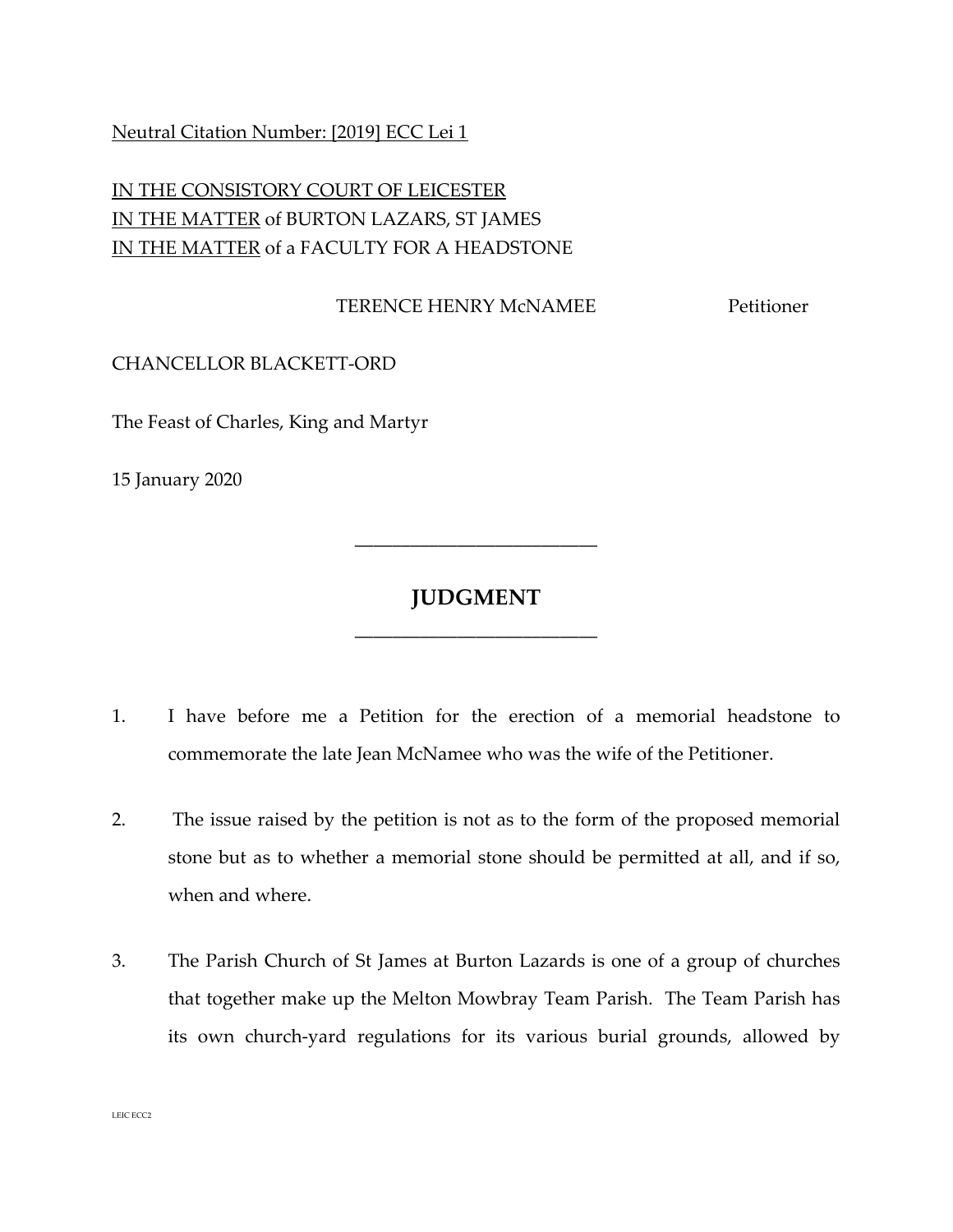Neutral Citation Number: [2019] ECC Lei 1

IN THE CONSISTORY COURT OF LEICESTER
IN THE MATTER of BURTON LAZARS, ST JAMES
IN THE MATTER of a FACULTY FOR A HEADSTONE

TERENCE HENRY McNAMEE Petitioner

CHANCELLOR BLACKETT-ORD

The Feast of Charles, King and Martyr

15 January 2020

---

# JUDGMENT

---

1. I have before me a Petition for the erection of a memorial headstone to commemorate the late Jean McNamee who was the wife of the Petitioner.

2. The issue raised by the petition is not as to the form of the proposed memorial stone but as to whether a memorial stone should be permitted at all, and if so, when and where.

3. The Parish Church of St James at Burton Lazards is one of a group of churches that together make up the Melton Mowbray Team Parish. The Team Parish has its own church-yard regulations for its various burial grounds, allowed by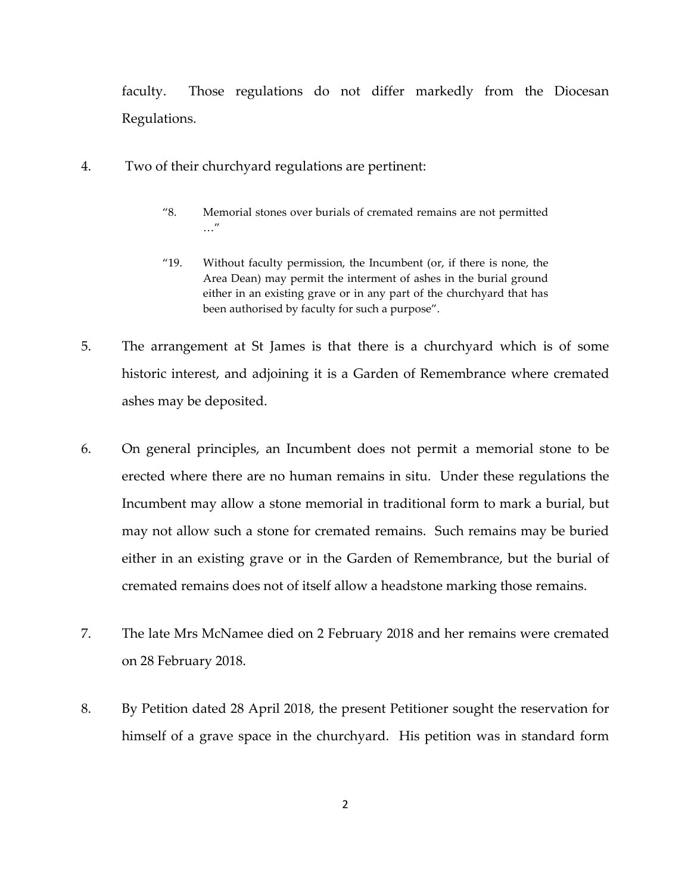faculty. Those regulations do not differ markedly from the Diocesan Regulations.

4. Two of their churchyard regulations are pertinent:

> "8. Memorial stones over burials of cremated remains are not permitted …"
>
> "19. Without faculty permission, the Incumbent (or, if there is none, the Area Dean) may permit the interment of ashes in the burial ground either in an existing grave or in any part of the churchyard that has been authorised by faculty for such a purpose".

5. The arrangement at St James is that there is a churchyard which is of some historic interest, and adjoining it is a Garden of Remembrance where cremated ashes may be deposited.

6. On general principles, an Incumbent does not permit a memorial stone to be erected where there are no human remains in situ. Under these regulations the Incumbent may allow a stone memorial in traditional form to mark a burial, but may not allow such a stone for cremated remains. Such remains may be buried either in an existing grave or in the Garden of Remembrance, but the burial of cremated remains does not of itself allow a headstone marking those remains.

7. The late Mrs McNamee died on 2 February 2018 and her remains were cremated on 28 February 2018.

8. By Petition dated 28 April 2018, the present Petitioner sought the reservation for himself of a grave space in the churchyard. His petition was in standard form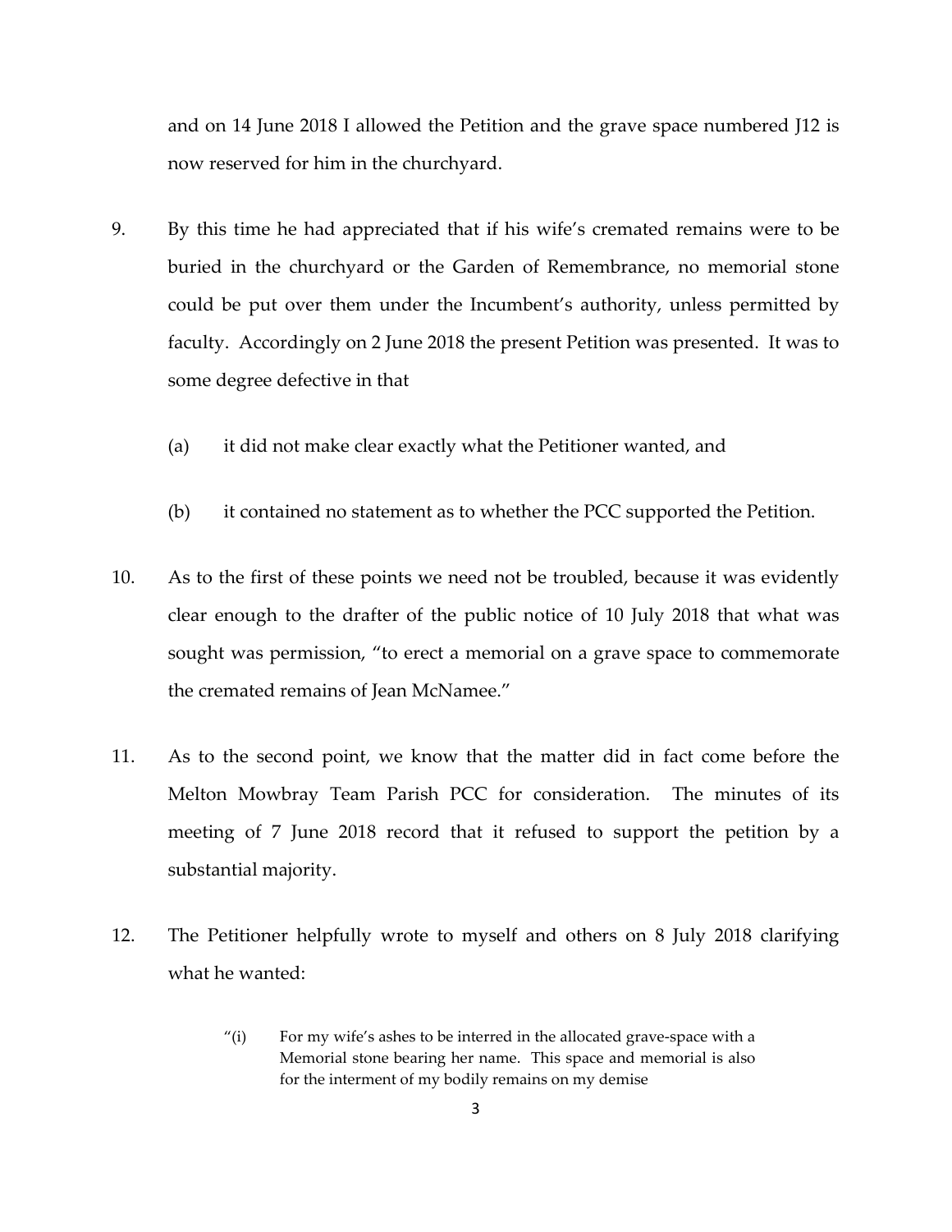and on 14 June 2018 I allowed the Petition and the grave space numbered J12 is now reserved for him in the churchyard.

9. By this time he had appreciated that if his wife's cremated remains were to be buried in the churchyard or the Garden of Remembrance, no memorial stone could be put over them under the Incumbent's authority, unless permitted by faculty. Accordingly on 2 June 2018 the present Petition was presented. It was to some degree defective in that

   (a) it did not make clear exactly what the Petitioner wanted, and

   (b) it contained no statement as to whether the PCC supported the Petition.

10. As to the first of these points we need not be troubled, because it was evidently clear enough to the drafter of the public notice of 10 July 2018 that what was sought was permission, "to erect a memorial on a grave space to commemorate the cremated remains of Jean McNamee."

11. As to the second point, we know that the matter did in fact come before the Melton Mowbray Team Parish PCC for consideration. The minutes of its meeting of 7 June 2018 record that it refused to support the petition by a substantial majority.

12. The Petitioner helpfully wrote to myself and others on 8 July 2018 clarifying what he wanted:

> "(i) For my wife's ashes to be interred in the allocated grave-space with a Memorial stone bearing her name. This space and memorial is also for the interment of my bodily remains on my demise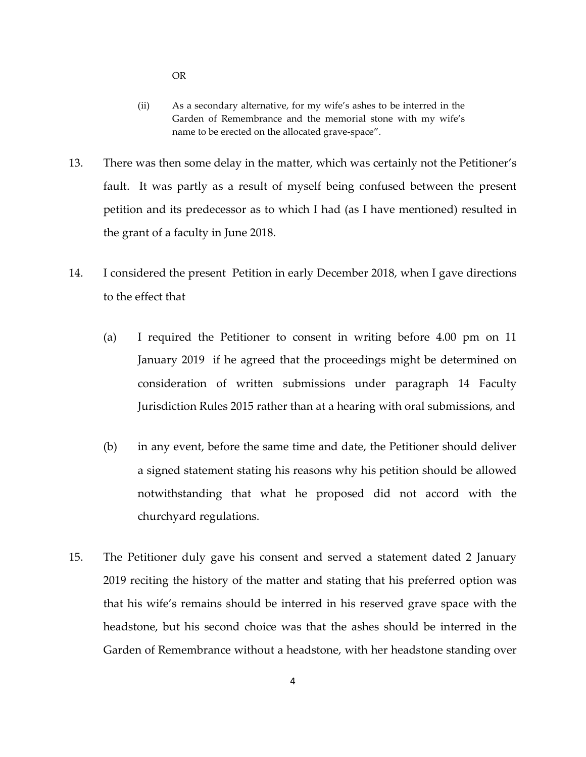OR

(ii) As a secondary alternative, for my wife's ashes to be interred in the Garden of Remembrance and the memorial stone with my wife's name to be erected on the allocated grave-space".

13. There was then some delay in the matter, which was certainly not the Petitioner's fault. It was partly as a result of myself being confused between the present petition and its predecessor as to which I had (as I have mentioned) resulted in the grant of a faculty in June 2018.

14. I considered the present Petition in early December 2018, when I gave directions to the effect that

    (a) I required the Petitioner to consent in writing before 4.00 pm on 11 January 2019 if he agreed that the proceedings might be determined on consideration of written submissions under paragraph 14 Faculty Jurisdiction Rules 2015 rather than at a hearing with oral submissions, and

    (b) in any event, before the same time and date, the Petitioner should deliver a signed statement stating his reasons why his petition should be allowed notwithstanding that what he proposed did not accord with the churchyard regulations.

15. The Petitioner duly gave his consent and served a statement dated 2 January 2019 reciting the history of the matter and stating that his preferred option was that his wife's remains should be interred in his reserved grave space with the headstone, but his second choice was that the ashes should be interred in the Garden of Remembrance without a headstone, with her headstone standing over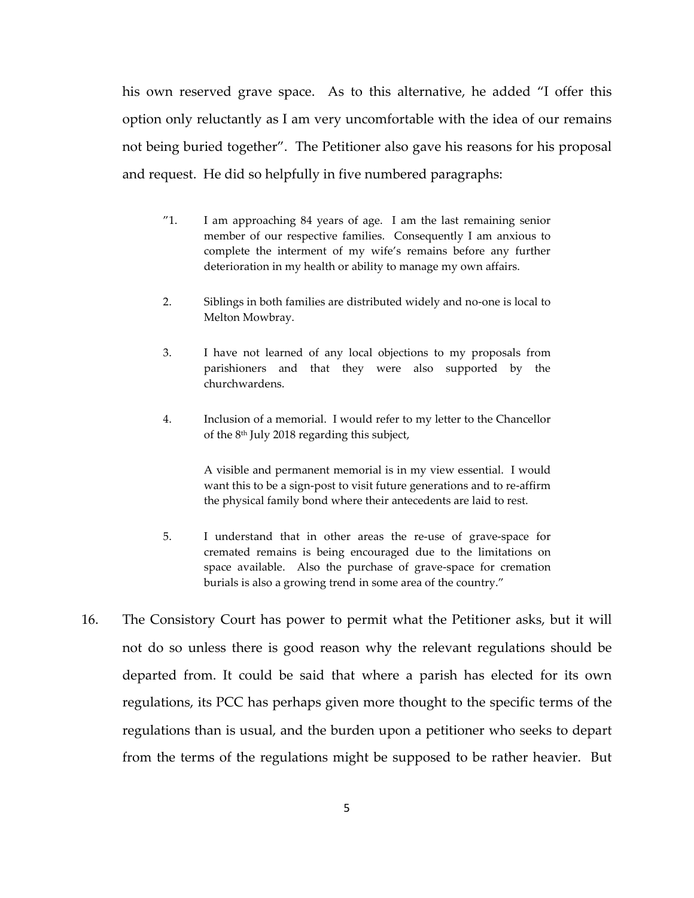his own reserved grave space. As to this alternative, he added "I offer this option only reluctantly as I am very uncomfortable with the idea of our remains not being buried together". The Petitioner also gave his reasons for his proposal and request. He did so helpfully in five numbered paragraphs:

> "1. I am approaching 84 years of age. I am the last remaining senior member of our respective families. Consequently I am anxious to complete the interment of my wife's remains before any further deterioration in my health or ability to manage my own affairs.
>
> 2. Siblings in both families are distributed widely and no-one is local to Melton Mowbray.
>
> 3. I have not learned of any local objections to my proposals from parishioners and that they were also supported by the churchwardens.
>
> 4. Inclusion of a memorial. I would refer to my letter to the Chancellor of the 8th July 2018 regarding this subject,
>
> A visible and permanent memorial is in my view essential. I would want this to be a sign-post to visit future generations and to re-affirm the physical family bond where their antecedents are laid to rest.
>
> 5. I understand that in other areas the re-use of grave-space for cremated remains is being encouraged due to the limitations on space available. Also the purchase of grave-space for cremation burials is also a growing trend in some area of the country."

16. The Consistory Court has power to permit what the Petitioner asks, but it will not do so unless there is good reason why the relevant regulations should be departed from. It could be said that where a parish has elected for its own regulations, its PCC has perhaps given more thought to the specific terms of the regulations than is usual, and the burden upon a petitioner who seeks to depart from the terms of the regulations might be supposed to be rather heavier. But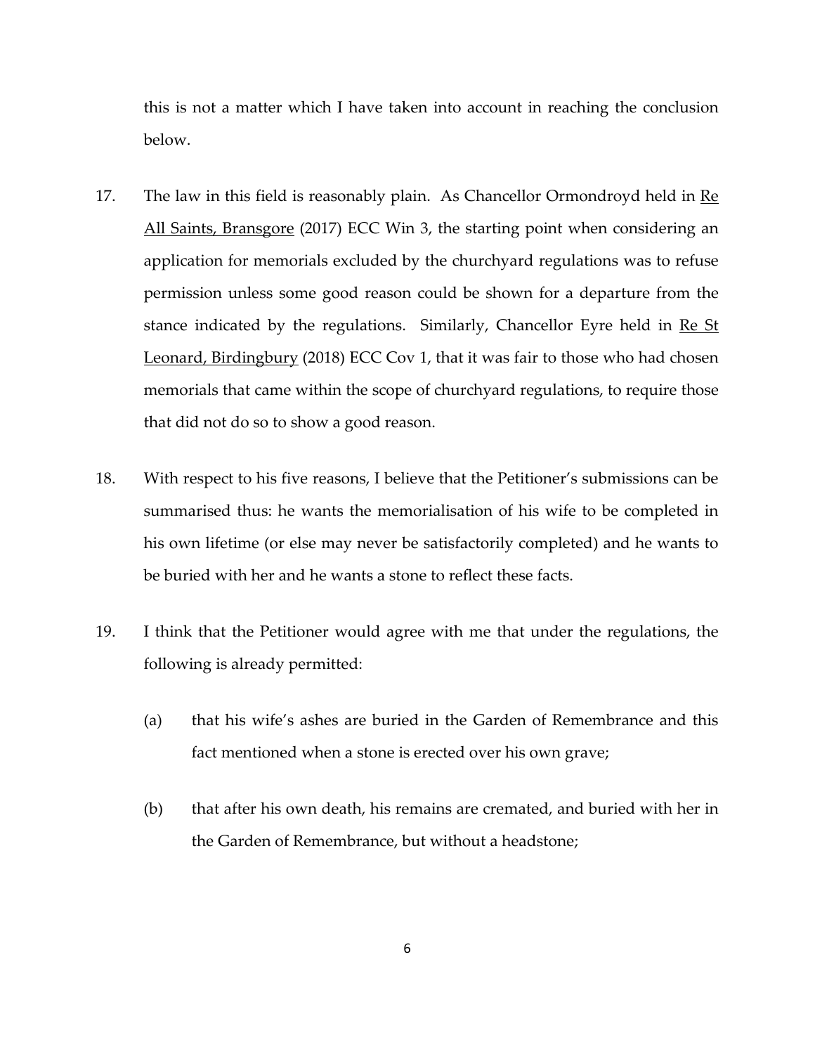this is not a matter which I have taken into account in reaching the conclusion below.

17. The law in this field is reasonably plain. As Chancellor Ormondroyd held in Re All Saints, Bransgore (2017) ECC Win 3, the starting point when considering an application for memorials excluded by the churchyard regulations was to refuse permission unless some good reason could be shown for a departure from the stance indicated by the regulations. Similarly, Chancellor Eyre held in Re St Leonard, Birdingbury (2018) ECC Cov 1, that it was fair to those who had chosen memorials that came within the scope of churchyard regulations, to require those that did not do so to show a good reason.

18. With respect to his five reasons, I believe that the Petitioner's submissions can be summarised thus: he wants the memorialisation of his wife to be completed in his own lifetime (or else may never be satisfactorily completed) and he wants to be buried with her and he wants a stone to reflect these facts.

19. I think that the Petitioner would agree with me that under the regulations, the following is already permitted:

    (a) that his wife's ashes are buried in the Garden of Remembrance and this fact mentioned when a stone is erected over his own grave;

    (b) that after his own death, his remains are cremated, and buried with her in the Garden of Remembrance, but without a headstone;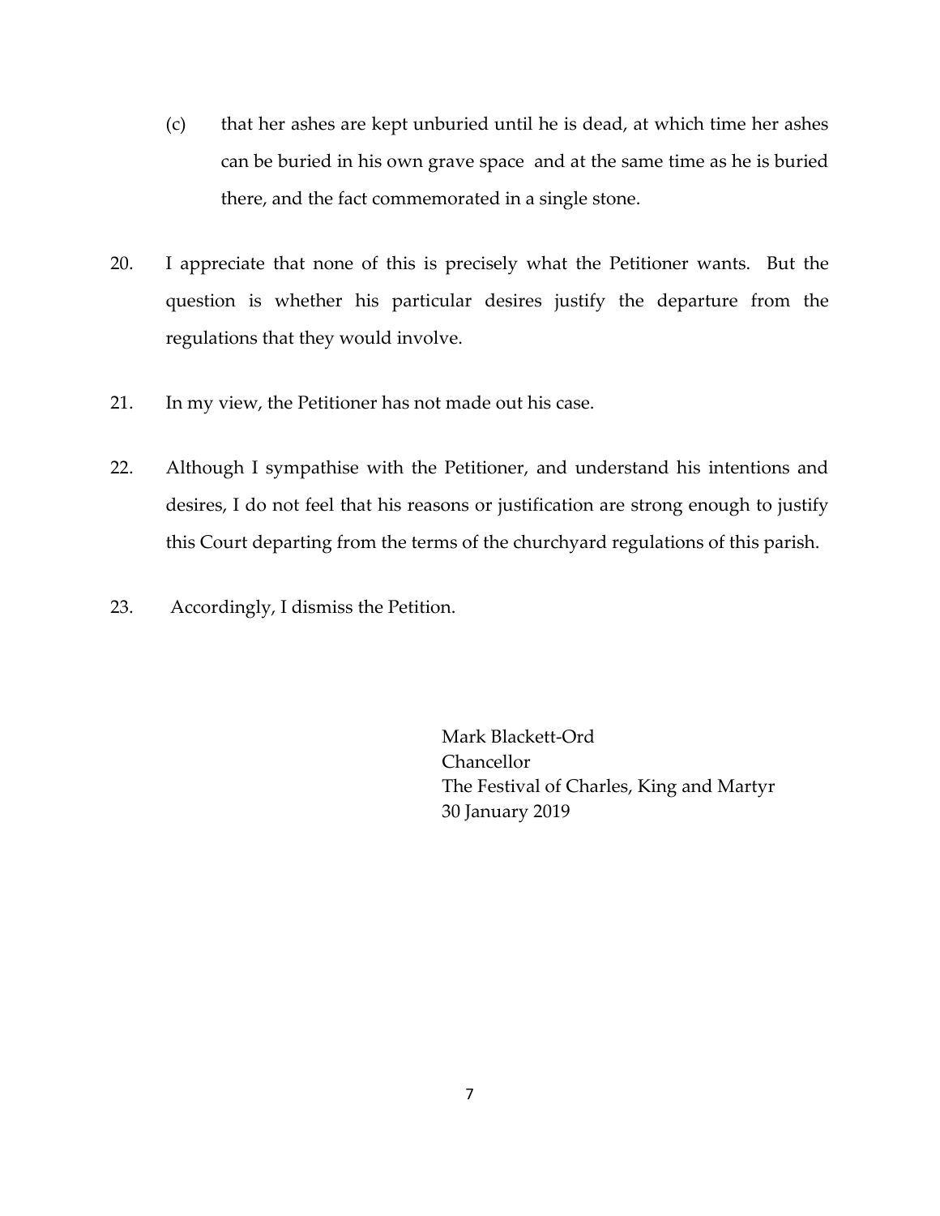(c) that her ashes are kept unburied until he is dead, at which time her ashes can be buried in his own grave space and at the same time as he is buried there, and the fact commemorated in a single stone.

20. I appreciate that none of this is precisely what the Petitioner wants. But the question is whether his particular desires justify the departure from the regulations that they would involve.

21. In my view, the Petitioner has not made out his case.

22. Although I sympathise with the Petitioner, and understand his intentions and desires, I do not feel that his reasons or justification are strong enough to justify this Court departing from the terms of the churchyard regulations of this parish.

23. Accordingly, I dismiss the Petition.

Mark Blackett-Ord
Chancellor
The Festival of Charles, King and Martyr
30 January 2019